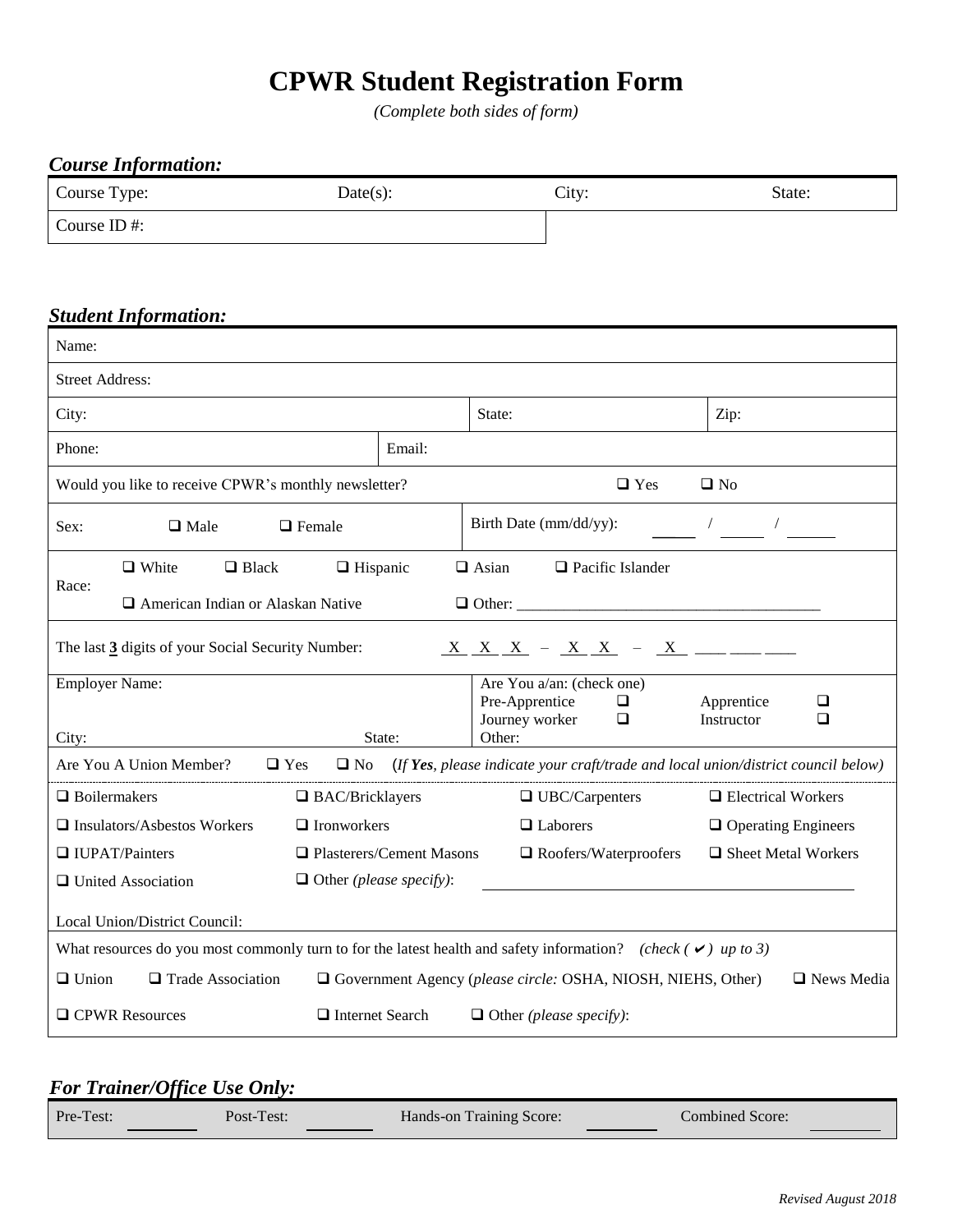# CPWR Student Registration Form

*(Complete both sides of form)*

## *Course Information:*

| Course Type: | Date(s): | City: | State: |
|---|---|---|---|
| Course ID #: | | | |

## *Student Information:*

Name:

Street Address:

| City: | State: | Zip: |
|---|---|---|

| Phone: | Email: |
|---|---|

Would you like to receive CPWR's monthly newsletter? ❑ Yes ❑ No

Sex: ❑ Male ❑ Female

Birth Date (mm/dd/yy): _____ / _____ / _____

Race: ❑ White ❑ Black ❑ Hispanic ❑ Asian ❑ Pacific Islander ❑ American Indian or Alaskan Native ❑ Other: ______________________________________

The last **3** digits of your Social Security Number: X X X – X X – X ___ ___ ___

Employer Name:

City: State:

Are You a/an: (check one)
Pre-Apprentice ❑ Apprentice ❑
Journey worker ❑ Instructor ❑
Other:

Are You A Union Member? ❑ Yes ❑ No (*If **Yes**, please indicate your craft/trade and local union/district council below*)

| | | | |
|---|---|---|---|
| ❑ Boilermakers | ❑ BAC/Bricklayers | ❑ UBC/Carpenters | ❑ Electrical Workers |
| ❑ Insulators/Asbestos Workers | ❑ Ironworkers | ❑ Laborers | ❑ Operating Engineers |
| ❑ IUPAT/Painters | ❑ Plasterers/Cement Masons | ❑ Roofers/Waterproofers | ❑ Sheet Metal Workers |
| ❑ United Association | ❑ Other *(please specify)*: ______________________ | | |

Local Union/District Council:

What resources do you most commonly turn to for the latest health and safety information? *(check ( ✔ ) up to 3)*

❑ Union ❑ Trade Association ❑ Government Agency (*please circle:* OSHA, NIOSH, NIEHS, Other) ❑ News Media

❑ CPWR Resources ❑ Internet Search ❑ Other *(please specify)*:

## *For Trainer/Office Use Only:*

Pre-Test: ________ Post-Test: ________ Hands-on Training Score: ________ Combined Score: ________

*Revised August 2018*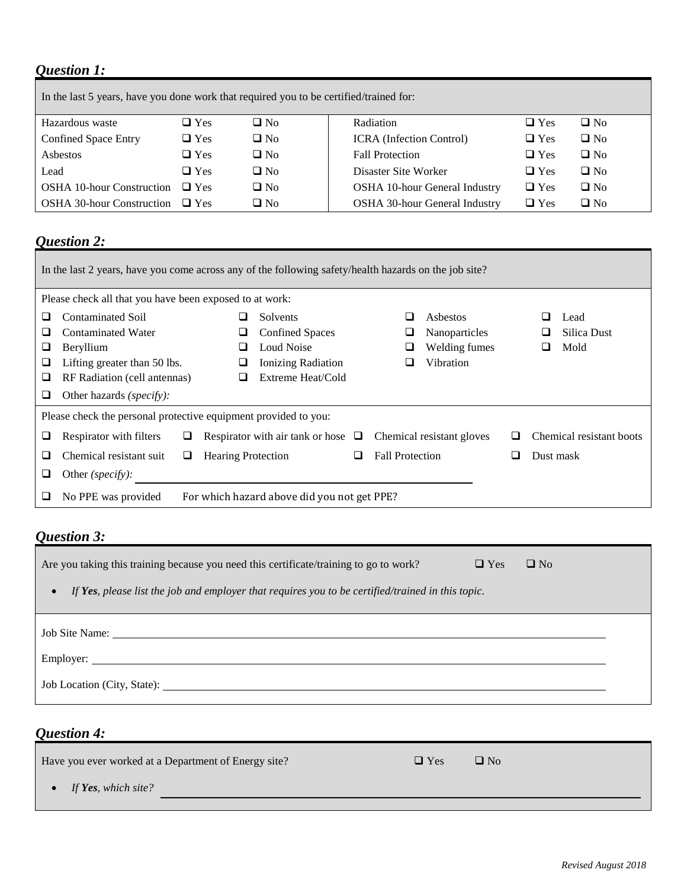### *Question 1:*

In the last 5 years, have you done work that required you to be certified/trained for:

| | | | | | |
|---|---|---|---|---|---|
| Hazardous waste | ❑ Yes | ❑ No | Radiation | ❑ Yes | ❑ No |
| Confined Space Entry | ❑ Yes | ❑ No | ICRA (Infection Control) | ❑ Yes | ❑ No |
| Asbestos | ❑ Yes | ❑ No | Fall Protection | ❑ Yes | ❑ No |
| Lead | ❑ Yes | ❑ No | Disaster Site Worker | ❑ Yes | ❑ No |
| OSHA 10-hour Construction | ❑ Yes | ❑ No | OSHA 10-hour General Industry | ❑ Yes | ❑ No |
| OSHA 30-hour Construction | ❑ Yes | ❑ No | OSHA 30-hour General Industry | ❑ Yes | ❑ No |

### *Question 2:*

In the last 2 years, have you come across any of the following safety/health hazards on the job site?

Please check all that you have been exposed to at work:

| | | | |
|---|---|---|---|
| ❑ Contaminated Soil | ❑ Solvents | ❑ Asbestos | ❑ Lead |
| ❑ Contaminated Water | ❑ Confined Spaces | ❑ Nanoparticles | ❑ Silica Dust |
| ❑ Beryllium | ❑ Loud Noise | ❑ Welding fumes | ❑ Mold |
| ❑ Lifting greater than 50 lbs. | ❑ Ionizing Radiation | ❑ Vibration | |
| ❑ RF Radiation (cell antennas) | ❑ Extreme Heat/Cold | | |

❑ Other hazards *(specify)*:

Please check the personal protective equipment provided to you:

| | | | |
|---|---|---|---|
| ❑ Respirator with filters | ❑ Respirator with air tank or hose | ❑ Chemical resistant gloves | ❑ Chemical resistant boots |
| ❑ Chemical resistant suit | ❑ Hearing Protection | ❑ Fall Protection | ❑ Dust mask |

❑ Other *(specify)*: \_\_\_\_\_\_\_\_\_\_\_\_\_\_\_\_\_\_\_\_\_\_\_\_\_\_\_\_\_\_

❑ No PPE was provided     For which hazard above did you not get PPE?

### *Question 3:*

Are you taking this training because you need this certificate/training to go to work?     ❑ Yes     ❑ No

- *If **Yes**, please list the job and employer that requires you to be certified/trained in this topic.*

Job Site Name: \_\_\_\_\_\_\_\_\_\_\_\_\_\_\_\_\_\_\_\_\_\_\_\_\_\_\_\_\_\_

Employer: \_\_\_\_\_\_\_\_\_\_\_\_\_\_\_\_\_\_\_\_\_\_\_\_\_\_\_\_\_\_

Job Location (City, State): \_\_\_\_\_\_\_\_\_\_\_\_\_\_\_\_\_\_\_\_\_\_\_\_\_\_\_\_\_\_

### *Question 4:*

Have you ever worked at a Department of Energy site?     ❑ Yes     ❑ No

- *If **Yes**, which site?* \_\_\_\_\_\_\_\_\_\_\_\_\_\_\_\_\_\_\_\_\_\_\_\_\_\_\_\_\_\_

*Revised August 2018*